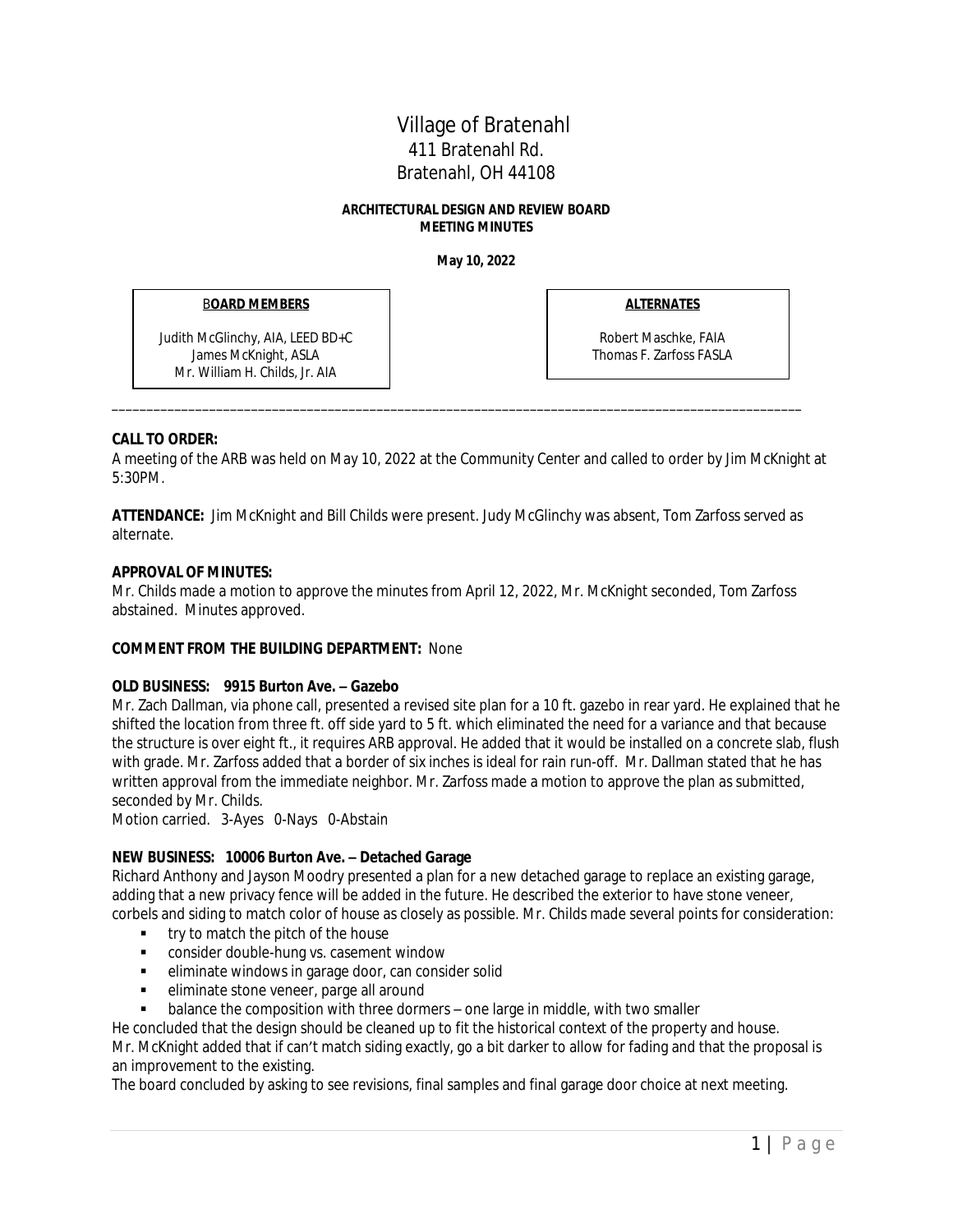# Village of Bratenahl
## 411 Bratenahl Rd.
## Bratenahl, OH 44108

**ARCHITECTURAL DESIGN AND REVIEW BOARD**
**MEETING MINUTES**

**May 10, 2022**

| BOARD MEMBERS | ALTERNATES |
| --- | --- |
| Judith McGlinchy, AIA, LEED BD+C | Robert Maschke, FAIA |
| James McKnight, ASLA | Thomas F. Zarfoss FASLA |
| Mr. William H. Childs, Jr. AIA | |

---

**CALL TO ORDER:**
A meeting of the ARB was held on May 10, 2022 at the Community Center and called to order by Jim McKnight at 5:30PM.

**ATTENDANCE:** Jim McKnight and Bill Childs were present. Judy McGlinchy was absent, Tom Zarfoss served as alternate.

**APPROVAL OF MINUTES:**
Mr. Childs made a motion to approve the minutes from April 12, 2022, Mr. McKnight seconded, Tom Zarfoss abstained. Minutes approved.

**COMMENT FROM THE BUILDING DEPARTMENT:** None

**OLD BUSINESS: 9915 Burton Ave. – Gazebo**
Mr. Zach Dallman, via phone call, presented a revised site plan for a 10 ft. gazebo in rear yard. He explained that he shifted the location from three ft. off side yard to 5 ft. which eliminated the need for a variance and that because the structure is over eight ft., it requires ARB approval. He added that it would be installed on a concrete slab, flush with grade. Mr. Zarfoss added that a border of six inches is ideal for rain run-off. Mr. Dallman stated that he has written approval from the immediate neighbor. Mr. Zarfoss made a motion to approve the plan as submitted, seconded by Mr. Childs.
Motion carried. 3-Ayes 0-Nays 0-Abstain

**NEW BUSINESS: 10006 Burton Ave. – Detached Garage**
Richard Anthony and Jayson Moodry presented a plan for a new detached garage to replace an existing garage, adding that a new privacy fence will be added in the future. He described the exterior to have stone veneer, corbels and siding to match color of house as closely as possible. Mr. Childs made several points for consideration:

- try to match the pitch of the house
- consider double-hung vs. casement window
- eliminate windows in garage door, can consider solid
- eliminate stone veneer, parge all around
- balance the composition with three dormers – one large in middle, with two smaller

He concluded that the design should be cleaned up to fit the historical context of the property and house.
Mr. McKnight added that if can't match siding exactly, go a bit darker to allow for fading and that the proposal is an improvement to the existing.
The board concluded by asking to see revisions, final samples and final garage door choice at next meeting.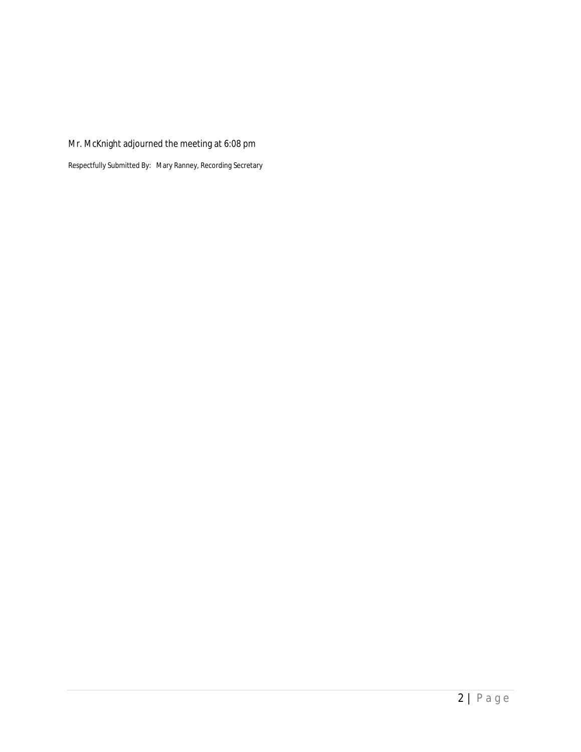Mr. McKnight adjourned the meeting at 6:08 pm

Respectfully Submitted By: Mary Ranney, Recording Secretary